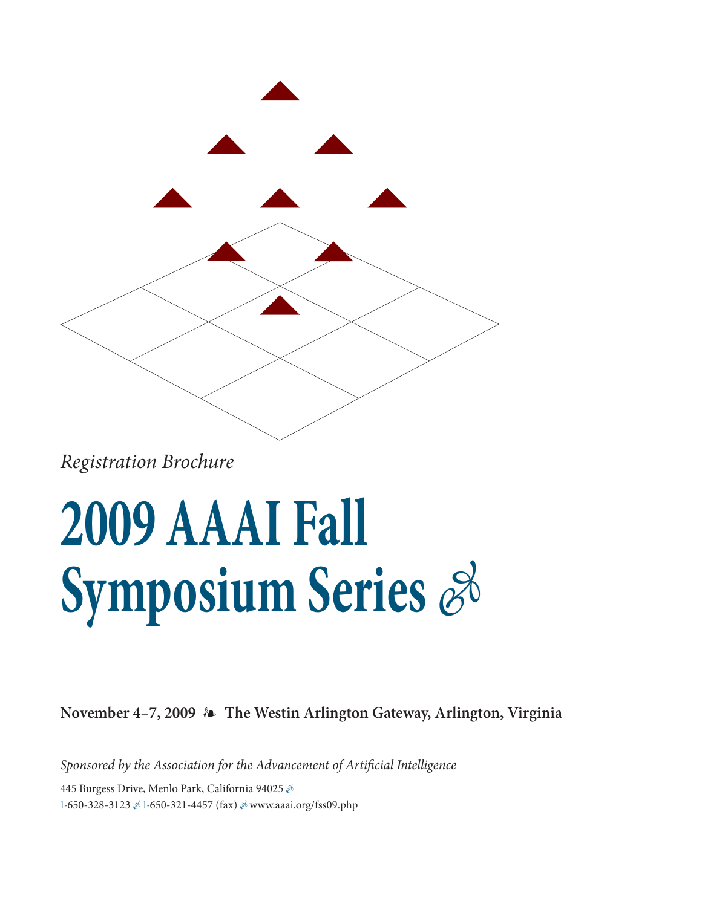*Registration Brochure*

# 2009 AAAI Fall Symposium Series

**November 4–7, 2009 ❧ The Westin Arlington Gateway, Arlington, Virginia**

*Sponsored by the Association for the Advancement of Artificial Intelligence*

445 Burgess Drive, Menlo Park, California 94025

1-650-328-3123 · 1-650-321-4457 (fax) · www.aaai.org/fss09.php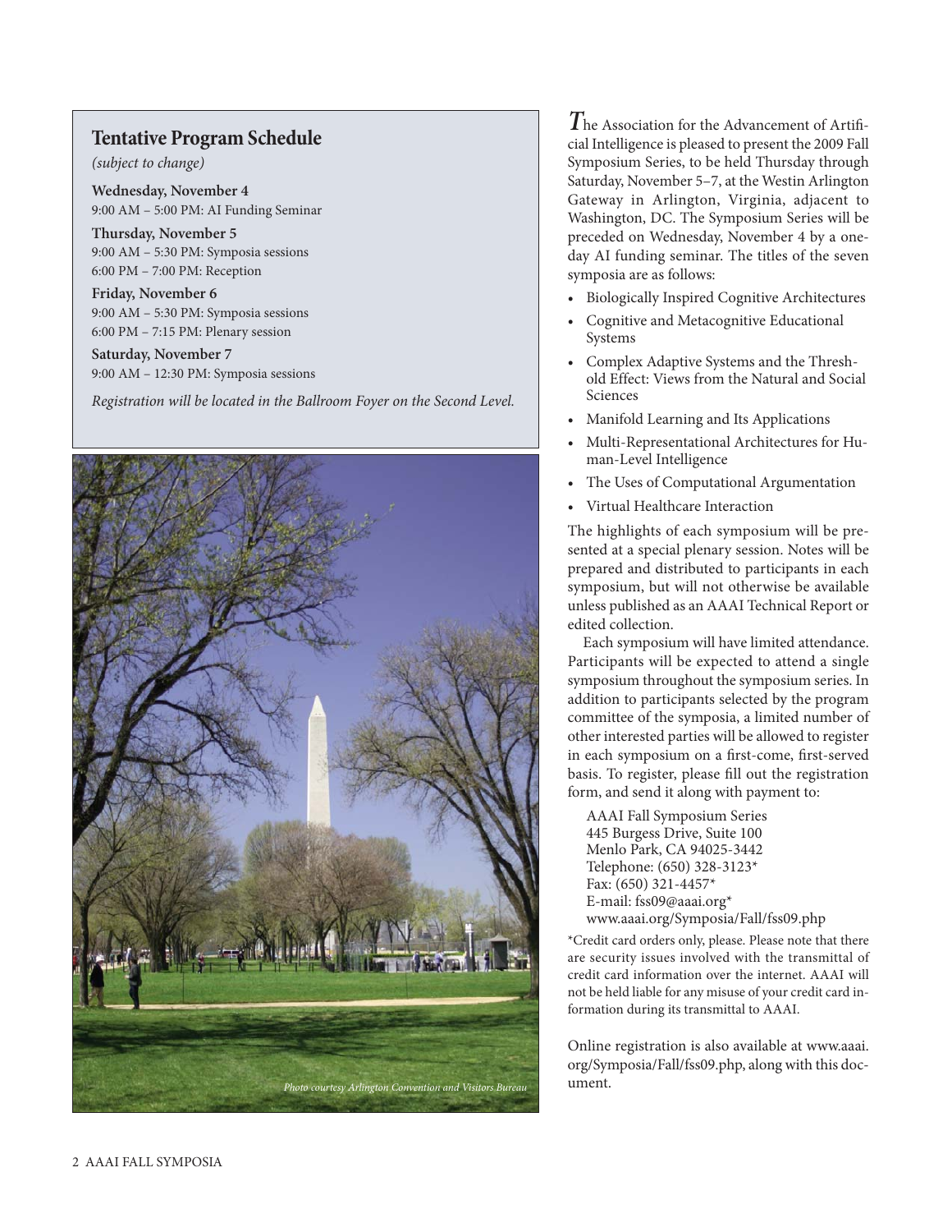## Tentative Program Schedule

*(subject to change)*

**Wednesday, November 4**
9:00 AM – 5:00 PM: AI Funding Seminar

**Thursday, November 5**
9:00 AM – 5:30 PM: Symposia sessions
6:00 PM – 7:00 PM: Reception

**Friday, November 6**
9:00 AM – 5:30 PM: Symposia sessions
6:00 PM – 7:15 PM: Plenary session

**Saturday, November 7**
9:00 AM – 12:30 PM: Symposia sessions

*Registration will be located in the Ballroom Foyer on the Second Level.*

*Photo courtesy Arlington Convention and Visitors Bureau*

The Association for the Advancement of Artificial Intelligence is pleased to present the 2009 Fall Symposium Series, to be held Thursday through Saturday, November 5–7, at the Westin Arlington Gateway in Arlington, Virginia, adjacent to Washington, DC. The Symposium Series will be preceded on Wednesday, November 4 by a one-day AI funding seminar. The titles of the seven symposia are as follows:

- Biologically Inspired Cognitive Architectures
- Cognitive and Metacognitive Educational Systems
- Complex Adaptive Systems and the Threshold Effect: Views from the Natural and Social Sciences
- Manifold Learning and Its Applications
- Multi-Representational Architectures for Human-Level Intelligence
- The Uses of Computational Argumentation
- Virtual Healthcare Interaction

The highlights of each symposium will be presented at a special plenary session. Notes will be prepared and distributed to participants in each symposium, but will not otherwise be available unless published as an AAAI Technical Report or edited collection.

Each symposium will have limited attendance. Participants will be expected to attend a single symposium throughout the symposium series. In addition to participants selected by the program committee of the symposia, a limited number of other interested parties will be allowed to register in each symposium on a first-come, first-served basis. To register, please fill out the registration form, and send it along with payment to:

AAAI Fall Symposium Series
445 Burgess Drive, Suite 100
Menlo Park, CA 94025-3442
Telephone: (650) 328-3123*
Fax: (650) 321-4457*
E-mail: fss09@aaai.org*
www.aaai.org/Symposia/Fall/fss09.php

*Credit card orders only, please. Please note that there are security issues involved with the transmittal of credit card information over the internet. AAAI will not be held liable for any misuse of your credit card information during its transmittal to AAAI.

Online registration is also available at www.aaai.org/Symposia/Fall/fss09.php, along with this document.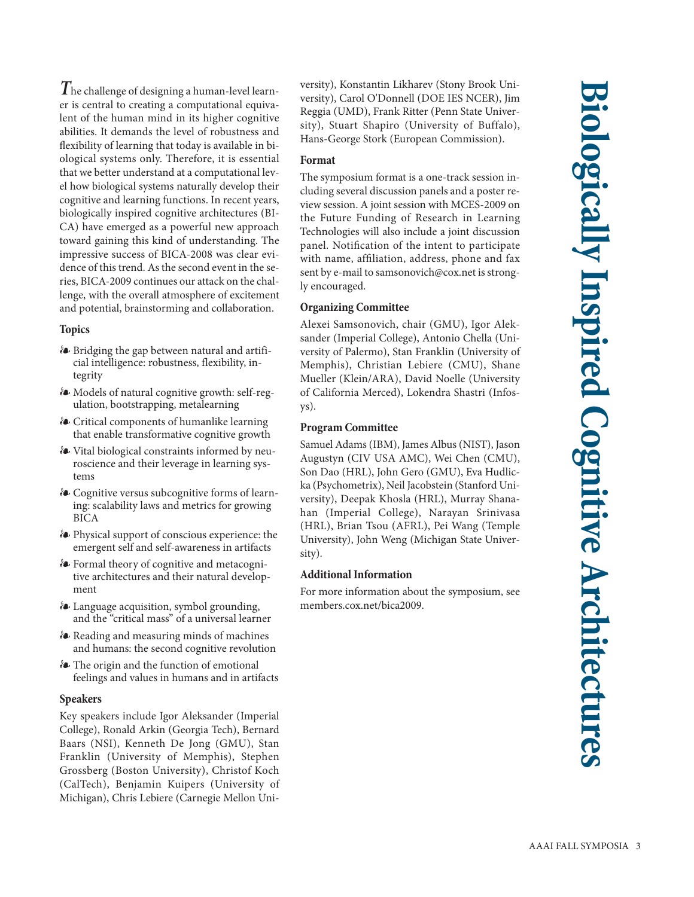# Biologically Inspired Cognitive Architectures

The challenge of designing a human-level learner is central to creating a computational equivalent of the human mind in its higher cognitive abilities. It demands the level of robustness and flexibility of learning that today is available in biological systems only. Therefore, it is essential that we better understand at a computational level how biological systems naturally develop their cognitive and learning functions. In recent years, biologically inspired cognitive architectures (BICA) have emerged as a powerful new approach toward gaining this kind of understanding. The impressive success of BICA-2008 was clear evidence of this trend. As the second event in the series, BICA-2009 continues our attack on the challenge, with the overall atmosphere of excitement and potential, brainstorming and collaboration.

### Topics

- Bridging the gap between natural and artificial intelligence: robustness, flexibility, integrity
- Models of natural cognitive growth: self-regulation, bootstrapping, metalearning
- Critical components of humanlike learning that enable transformative cognitive growth
- Vital biological constraints informed by neuroscience and their leverage in learning systems
- Cognitive versus subcognitive forms of learning: scalability laws and metrics for growing BICA
- Physical support of conscious experience: the emergent self and self-awareness in artifacts
- Formal theory of cognitive and metacognitive architectures and their natural development
- Language acquisition, symbol grounding, and the "critical mass" of a universal learner
- Reading and measuring minds of machines and humans: the second cognitive revolution
- The origin and the function of emotional feelings and values in humans and in artifacts

### Speakers

Key speakers include Igor Aleksander (Imperial College), Ronald Arkin (Georgia Tech), Bernard Baars (NSI), Kenneth De Jong (GMU), Stan Franklin (University of Memphis), Stephen Grossberg (Boston University), Christof Koch (CalTech), Benjamin Kuipers (University of Michigan), Chris Lebiere (Carnegie Mellon University), Konstantin Likharev (Stony Brook University), Carol O'Donnell (DOE IES NCER), Jim Reggia (UMD), Frank Ritter (Penn State University), Stuart Shapiro (University of Buffalo), Hans-George Stork (European Commission).

### Format

The symposium format is a one-track session including several discussion panels and a poster review session. A joint session with MCES-2009 on the Future Funding of Research in Learning Technologies will also include a joint discussion panel. Notification of the intent to participate with name, affiliation, address, phone and fax sent by e-mail to samsonovich@cox.net is strongly encouraged.

### Organizing Committee

Alexei Samsonovich, chair (GMU), Igor Aleksander (Imperial College), Antonio Chella (University of Palermo), Stan Franklin (University of Memphis), Christian Lebiere (CMU), Shane Mueller (Klein/ARA), David Noelle (University of California Merced), Lokendra Shastri (Infosys).

### Program Committee

Samuel Adams (IBM), James Albus (NIST), Jason Augustyn (CIV USA AMC), Wei Chen (CMU), Son Dao (HRL), John Gero (GMU), Eva Hudlicka (Psychometrix), Neil Jacobstein (Stanford University), Deepak Khosla (HRL), Murray Shanahan (Imperial College), Narayan Srinivasa (HRL), Brian Tsou (AFRL), Pei Wang (Temple University), John Weng (Michigan State University).

### Additional Information

For more information about the symposium, see members.cox.net/bica2009.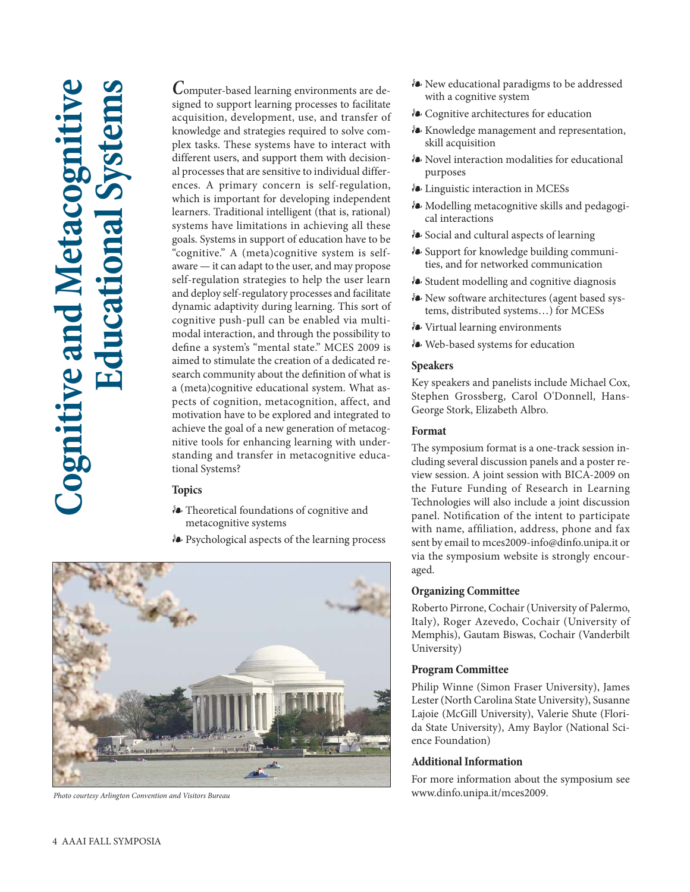# Cognitive and Metacognitive Educational Systems

Computer-based learning environments are designed to support learning processes to facilitate acquisition, development, use, and transfer of knowledge and strategies required to solve complex tasks. These systems have to interact with different users, and support them with decisional processes that are sensitive to individual differences. A primary concern is self-regulation, which is important for developing independent learners. Traditional intelligent (that is, rational) systems have limitations in achieving all these goals. Systems in support of education have to be "cognitive." A (meta)cognitive system is self-aware — it can adapt to the user, and may propose self-regulation strategies to help the user learn and deploy self-regulatory processes and facilitate dynamic adaptivity during learning. This sort of cognitive push-pull can be enabled via multimodal interaction, and through the possibility to define a system's "mental state." MCES 2009 is aimed to stimulate the creation of a dedicated research community about the definition of what is a (meta)cognitive educational system. What aspects of cognition, metacognition, affect, and motivation have to be explored and integrated to achieve the goal of a new generation of metacognitive tools for enhancing learning with understanding and transfer in metacognitive educational Systems?

## Topics

- Theoretical foundations of cognitive and metacognitive systems
- Psychological aspects of the learning process
- New educational paradigms to be addressed with a cognitive system
- Cognitive architectures for education
- Knowledge management and representation, skill acquisition
- Novel interaction modalities for educational purposes
- Linguistic interaction in MCESs
- Modelling metacognitive skills and pedagogical interactions
- Social and cultural aspects of learning
- Support for knowledge building communities, and for networked communication
- Student modelling and cognitive diagnosis
- New software architectures (agent based systems, distributed systems…) for MCESs
- Virtual learning environments
- Web-based systems for education

*Photo courtesy Arlington Convention and Visitors Bureau*

## Speakers

Key speakers and panelists include Michael Cox, Stephen Grossberg, Carol O'Donnell, Hans-George Stork, Elizabeth Albro.

## Format

The symposium format is a one-track session including several discussion panels and a poster review session. A joint session with BICA-2009 on the Future Funding of Research in Learning Technologies will also include a joint discussion panel. Notification of the intent to participate with name, affiliation, address, phone and fax sent by email to mces2009-info@dinfo.unipa.it or via the symposium website is strongly encouraged.

## Organizing Committee

Roberto Pirrone, Cochair (University of Palermo, Italy), Roger Azevedo, Cochair (University of Memphis), Gautam Biswas, Cochair (Vanderbilt University)

## Program Committee

Philip Winne (Simon Fraser University), James Lester (North Carolina State University), Susanne Lajoie (McGill University), Valerie Shute (Florida State University), Amy Baylor (National Science Foundation)

## Additional Information

For more information about the symposium see www.dinfo.unipa.it/mces2009.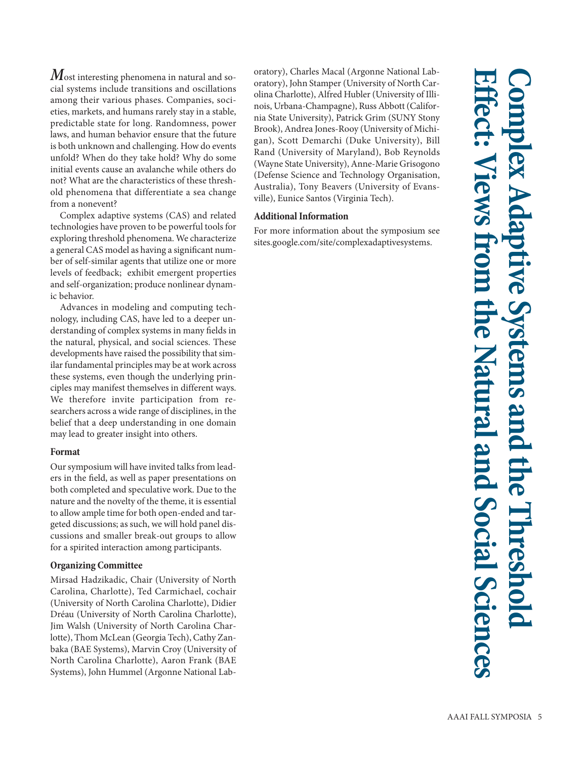# Complex Adaptive Systems and the Threshold Effect: Views from the Natural and Social Sciences

*M*ost interesting phenomena in natural and social systems include transitions and oscillations among their various phases. Companies, societies, markets, and humans rarely stay in a stable, predictable state for long. Randomness, power laws, and human behavior ensure that the future is both unknown and challenging. How do events unfold? When do they take hold? Why do some initial events cause an avalanche while others do not? What are the characteristics of these threshold phenomena that differentiate a sea change from a nonevent?

Complex adaptive systems (CAS) and related technologies have proven to be powerful tools for exploring threshold phenomena. We characterize a general CAS model as having a significant number of self-similar agents that utilize one or more levels of feedback; exhibit emergent properties and self-organization; produce nonlinear dynamic behavior.

Advances in modeling and computing technology, including CAS, have led to a deeper understanding of complex systems in many fields in the natural, physical, and social sciences. These developments have raised the possibility that similar fundamental principles may be at work across these systems, even though the underlying principles may manifest themselves in different ways. We therefore invite participation from researchers across a wide range of disciplines, in the belief that a deep understanding in one domain may lead to greater insight into others.

## Format

Our symposium will have invited talks from leaders in the field, as well as paper presentations on both completed and speculative work. Due to the nature and the novelty of the theme, it is essential to allow ample time for both open-ended and targeted discussions; as such, we will hold panel discussions and smaller break-out groups to allow for a spirited interaction among participants.

## Organizing Committee

Mirsad Hadzikadic, Chair (University of North Carolina, Charlotte), Ted Carmichael, cochair (University of North Carolina Charlotte), Didier Dréau (University of North Carolina Charlotte), Jim Walsh (University of North Carolina Charlotte), Thom McLean (Georgia Tech), Cathy Zanbaka (BAE Systems), Marvin Croy (University of North Carolina Charlotte), Aaron Frank (BAE Systems), John Hummel (Argonne National Laboratory), Charles Macal (Argonne National Laboratory), John Stamper (University of North Carolina Charlotte), Alfred Hubler (University of Illinois, Urbana-Champagne), Russ Abbott (California State University), Patrick Grim (SUNY Stony Brook), Andrea Jones-Rooy (University of Michigan), Scott Demarchi (Duke University), Bill Rand (University of Maryland), Bob Reynolds (Wayne State University), Anne-Marie Grisogono (Defense Science and Technology Organisation, Australia), Tony Beavers (University of Evansville), Eunice Santos (Virginia Tech).

## Additional Information

For more information about the symposium see sites.google.com/site/complexadaptivesystems.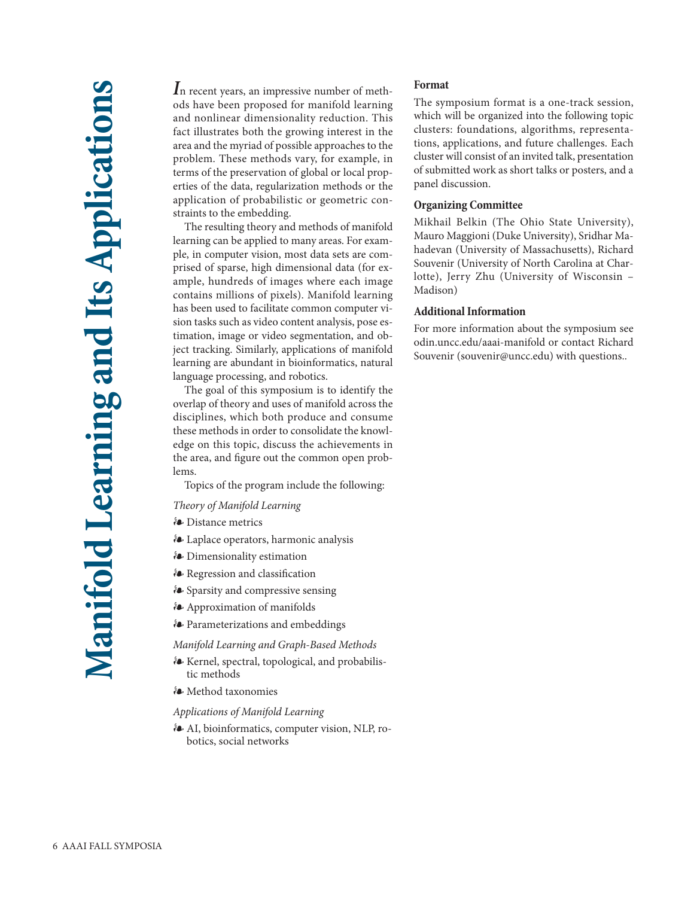# Manifold Learning and Its Applications

In recent years, an impressive number of methods have been proposed for manifold learning and nonlinear dimensionality reduction. This fact illustrates both the growing interest in the area and the myriad of possible approaches to the problem. These methods vary, for example, in terms of the preservation of global or local properties of the data, regularization methods or the application of probabilistic or geometric constraints to the embedding.

The resulting theory and methods of manifold learning can be applied to many areas. For example, in computer vision, most data sets are comprised of sparse, high dimensional data (for example, hundreds of images where each image contains millions of pixels). Manifold learning has been used to facilitate common computer vision tasks such as video content analysis, pose estimation, image or video segmentation, and object tracking. Similarly, applications of manifold learning are abundant in bioinformatics, natural language processing, and robotics.

The goal of this symposium is to identify the overlap of theory and uses of manifold across the disciplines, which both produce and consume these methods in order to consolidate the knowledge on this topic, discuss the achievements in the area, and figure out the common open problems.

Topics of the program include the following:

*Theory of Manifold Learning*

- Distance metrics
- Laplace operators, harmonic analysis
- Dimensionality estimation
- Regression and classification
- Sparsity and compressive sensing
- Approximation of manifolds
- Parameterizations and embeddings

*Manifold Learning and Graph-Based Methods*

- Kernel, spectral, topological, and probabilistic methods
- Method taxonomies

*Applications of Manifold Learning*

- AI, bioinformatics, computer vision, NLP, robotics, social networks

### Format

The symposium format is a one-track session, which will be organized into the following topic clusters: foundations, algorithms, representations, applications, and future challenges. Each cluster will consist of an invited talk, presentation of submitted work as short talks or posters, and a panel discussion.

### Organizing Committee

Mikhail Belkin (The Ohio State University), Mauro Maggioni (Duke University), Sridhar Mahadevan (University of Massachusetts), Richard Souvenir (University of North Carolina at Charlotte), Jerry Zhu (University of Wisconsin – Madison)

### Additional Information

For more information about the symposium see odin.uncc.edu/aaai-manifold or contact Richard Souvenir (souvenir@uncc.edu) with questions..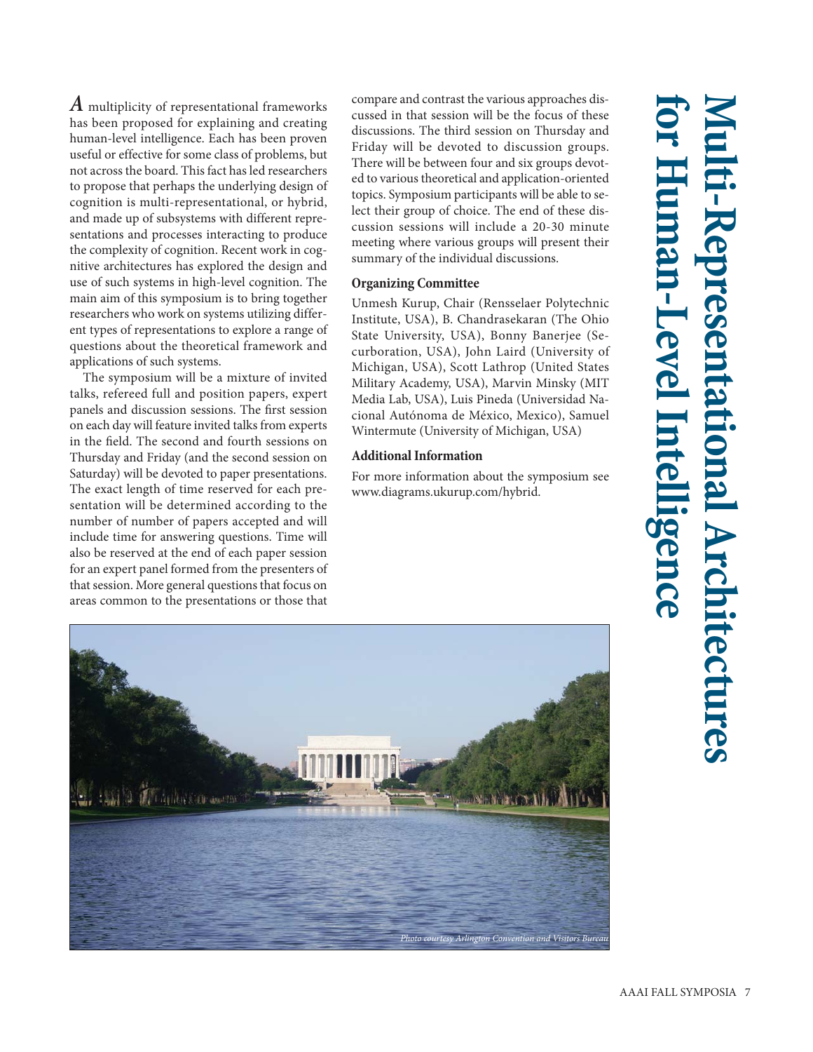# Multi-Representational Architectures for Human-Level Intelligence

A multiplicity of representational frameworks has been proposed for explaining and creating human-level intelligence. Each has been proven useful or effective for some class of problems, but not across the board. This fact has led researchers to propose that perhaps the underlying design of cognition is multi-representational, or hybrid, and made up of subsystems with different representations and processes interacting to produce the complexity of cognition. Recent work in cognitive architectures has explored the design and use of such systems in high-level cognition. The main aim of this symposium is to bring together researchers who work on systems utilizing different types of representations to explore a range of questions about the theoretical framework and applications of such systems.

The symposium will be a mixture of invited talks, refereed full and position papers, expert panels and discussion sessions. The first session on each day will feature invited talks from experts in the field. The second and fourth sessions on Thursday and Friday (and the second session on Saturday) will be devoted to paper presentations. The exact length of time reserved for each presentation will be determined according to the number of number of papers accepted and will include time for answering questions. Time will also be reserved at the end of each paper session for an expert panel formed from the presenters of that session. More general questions that focus on areas common to the presentations or those that compare and contrast the various approaches discussed in that session will be the focus of these discussions. The third session on Thursday and Friday will be devoted to discussion groups. There will be between four and six groups devoted to various theoretical and application-oriented topics. Symposium participants will be able to select their group of choice. The end of these discussion sessions will include a 20-30 minute meeting where various groups will present their summary of the individual discussions.

### Organizing Committee

Unmesh Kurup, Chair (Rensselaer Polytechnic Institute, USA), B. Chandrasekaran (The Ohio State University, USA), Bonny Banerjee (Securboration, USA), John Laird (University of Michigan, USA), Scott Lathrop (United States Military Academy, USA), Marvin Minsky (MIT Media Lab, USA), Luis Pineda (Universidad Nacional Autónoma de México, Mexico), Samuel Wintermute (University of Michigan, USA)

### Additional Information

For more information about the symposium see www.diagrams.ukurup.com/hybrid.

*Photo courtesy Arlington Convention and Visitors Bureau*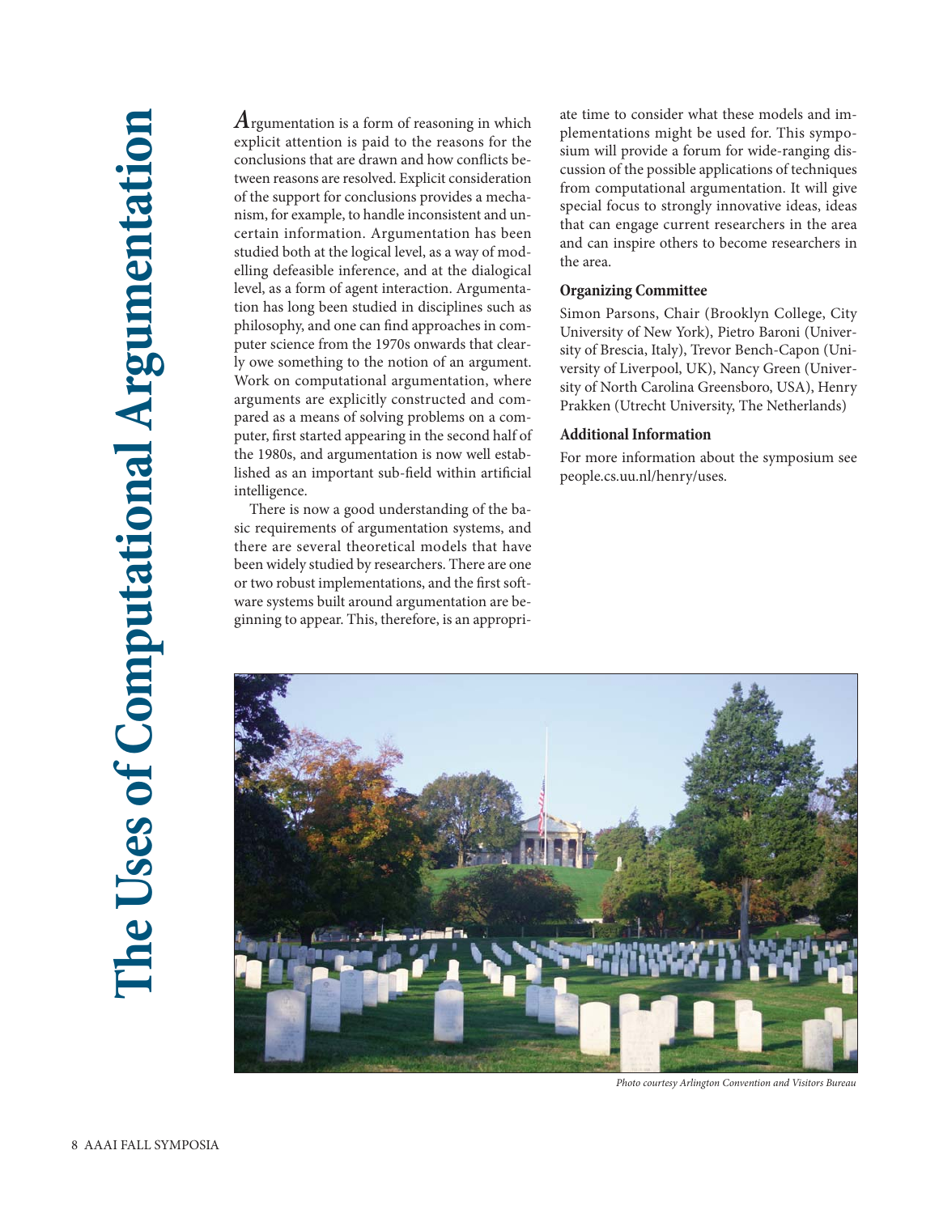# The Uses of Computational Argumentation

Argumentation is a form of reasoning in which explicit attention is paid to the reasons for the conclusions that are drawn and how conflicts between reasons are resolved. Explicit consideration of the support for conclusions provides a mechanism, for example, to handle inconsistent and uncertain information. Argumentation has been studied both at the logical level, as a way of modelling defeasible inference, and at the dialogical level, as a form of agent interaction. Argumentation has long been studied in disciplines such as philosophy, and one can find approaches in computer science from the 1970s onwards that clearly owe something to the notion of an argument. Work on computational argumentation, where arguments are explicitly constructed and compared as a means of solving problems on a computer, first started appearing in the second half of the 1980s, and argumentation is now well established as an important sub-field within artificial intelligence.

There is now a good understanding of the basic requirements of argumentation systems, and there are several theoretical models that have been widely studied by researchers. There are one or two robust implementations, and the first software systems built around argumentation are beginning to appear. This, therefore, is an appropriate time to consider what these models and implementations might be used for. This symposium will provide a forum for wide-ranging discussion of the possible applications of techniques from computational argumentation. It will give special focus to strongly innovative ideas, ideas that can engage current researchers in the area and can inspire others to become researchers in the area.

### Organizing Committee

Simon Parsons, Chair (Brooklyn College, City University of New York), Pietro Baroni (University of Brescia, Italy), Trevor Bench-Capon (University of Liverpool, UK), Nancy Green (University of North Carolina Greensboro, USA), Henry Prakken (Utrecht University, The Netherlands)

### Additional Information

For more information about the symposium see people.cs.uu.nl/henry/uses.

*Photo courtesy Arlington Convention and Visitors Bureau*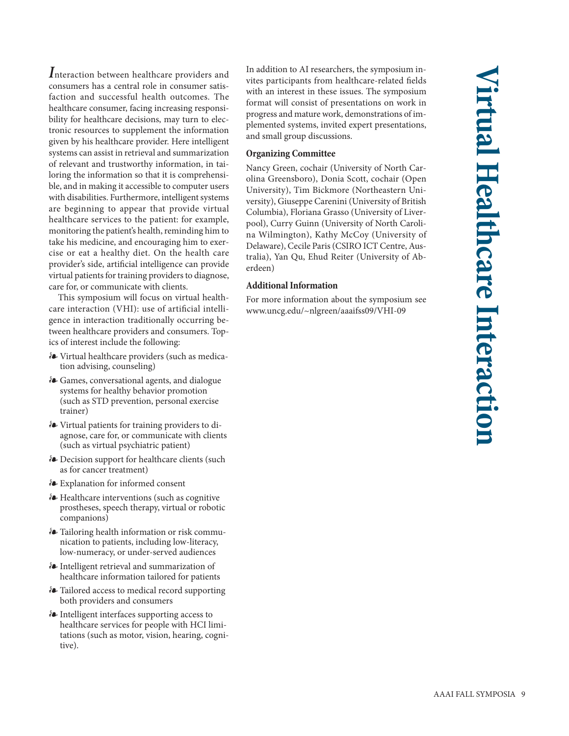# Virtual Healthcare Interaction

*I*nteraction between healthcare providers and consumers has a central role in consumer satisfaction and successful health outcomes. The healthcare consumer, facing increasing responsibility for healthcare decisions, may turn to electronic resources to supplement the information given by his healthcare provider. Here intelligent systems can assist in retrieval and summarization of relevant and trustworthy information, in tailoring the information so that it is comprehensible, and in making it accessible to computer users with disabilities. Furthermore, intelligent systems are beginning to appear that provide virtual healthcare services to the patient: for example, monitoring the patient's health, reminding him to take his medicine, and encouraging him to exercise or eat a healthy diet. On the health care provider's side, artificial intelligence can provide virtual patients for training providers to diagnose, care for, or communicate with clients.

This symposium will focus on virtual healthcare interaction (VHI): use of artificial intelligence in interaction traditionally occurring between healthcare providers and consumers. Topics of interest include the following:

- Virtual healthcare providers (such as medication advising, counseling)
- Games, conversational agents, and dialogue systems for healthy behavior promotion (such as STD prevention, personal exercise trainer)
- Virtual patients for training providers to diagnose, care for, or communicate with clients (such as virtual psychiatric patient)
- Decision support for healthcare clients (such as for cancer treatment)
- Explanation for informed consent
- Healthcare interventions (such as cognitive prostheses, speech therapy, virtual or robotic companions)
- Tailoring health information or risk communication to patients, including low-literacy, low-numeracy, or under-served audiences
- Intelligent retrieval and summarization of healthcare information tailored for patients
- Tailored access to medical record supporting both providers and consumers
- Intelligent interfaces supporting access to healthcare services for people with HCI limitations (such as motor, vision, hearing, cognitive).

In addition to AI researchers, the symposium invites participants from healthcare-related fields with an interest in these issues. The symposium format will consist of presentations on work in progress and mature work, demonstrations of implemented systems, invited expert presentations, and small group discussions.

## Organizing Committee

Nancy Green, cochair (University of North Carolina Greensboro), Donia Scott, cochair (Open University), Tim Bickmore (Northeastern University), Giuseppe Carenini (University of British Columbia), Floriana Grasso (University of Liverpool), Curry Guinn (University of North Carolina Wilmington), Kathy McCoy (University of Delaware), Cecile Paris (CSIRO ICT Centre, Australia), Yan Qu, Ehud Reiter (University of Aberdeen)

## Additional Information

For more information about the symposium see www.uncg.edu/~nlgreen/aaaifss09/VHI-09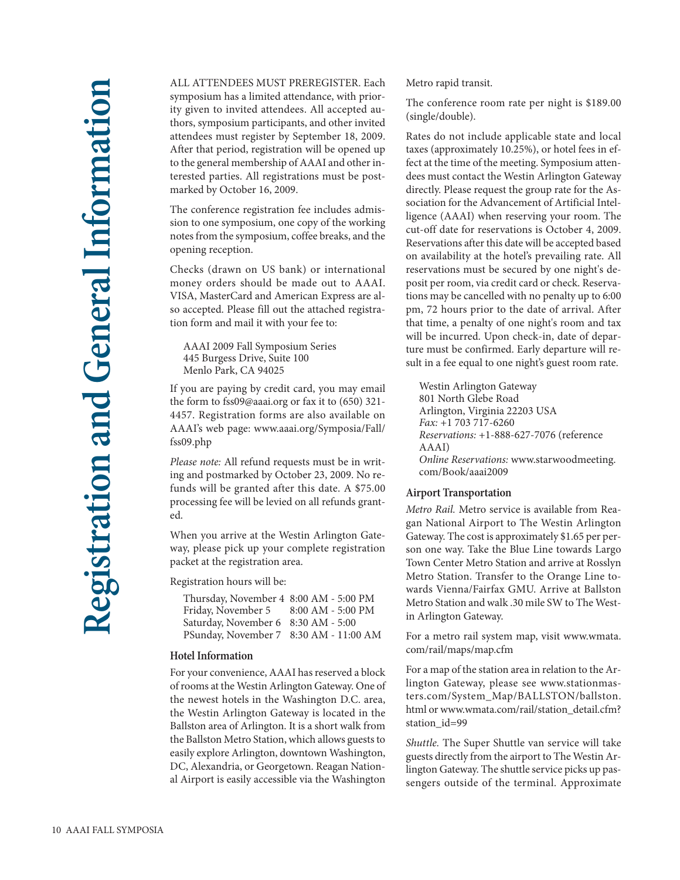# Registration and General Information

ALL ATTENDEES MUST PREREGISTER. Each symposium has a limited attendance, with priority given to invited attendees. All accepted authors, symposium participants, and other invited attendees must register by September 18, 2009. After that period, registration will be opened up to the general membership of AAAI and other interested parties. All registrations must be postmarked by October 16, 2009.

The conference registration fee includes admission to one symposium, one copy of the working notes from the symposium, coffee breaks, and the opening reception.

Checks (drawn on US bank) or international money orders should be made out to AAAI. VISA, MasterCard and American Express are also accepted. Please fill out the attached registration form and mail it with your fee to:

AAAI 2009 Fall Symposium Series
445 Burgess Drive, Suite 100
Menlo Park, CA 94025

If you are paying by credit card, you may email the form to fss09@aaai.org or fax it to (650) 321-4457. Registration forms are also available on AAAI's web page: www.aaai.org/Symposia/Fall/fss09.php

*Please note:* All refund requests must be in writing and postmarked by October 23, 2009. No refunds will be granted after this date. A $75.00 processing fee will be levied on all refunds granted.

When you arrive at the Westin Arlington Gateway, please pick up your complete registration packet at the registration area.

Registration hours will be:

| | |
|---|---|
| Thursday, November 4 | 8:00 AM - 5:00 PM |
| Friday, November 5 | 8:00 AM - 5:00 PM |
| Saturday, November 6 | 8:30 AM - 5:00 |
| PSunday, November 7 | 8:30 AM - 11:00 AM |

## Hotel Information

For your convenience, AAAI has reserved a block of rooms at the Westin Arlington Gateway. One of the newest hotels in the Washington D.C. area, the Westin Arlington Gateway is located in the Ballston area of Arlington. It is a short walk from the Ballston Metro Station, which allows guests to easily explore Arlington, downtown Washington, DC, Alexandria, or Georgetown. Reagan National Airport is easily accessible via the Washington Metro rapid transit.

The conference room rate per night is $189.00 (single/double).

Rates do not include applicable state and local taxes (approximately 10.25%), or hotel fees in effect at the time of the meeting. Symposium attendees must contact the Westin Arlington Gateway directly. Please request the group rate for the Association for the Advancement of Artificial Intelligence (AAAI) when reserving your room. The cut-off date for reservations is October 4, 2009. Reservations after this date will be accepted based on availability at the hotel's prevailing rate. All reservations must be secured by one night's deposit per room, via credit card or check. Reservations may be cancelled with no penalty up to 6:00 pm, 72 hours prior to the date of arrival. After that time, a penalty of one night's room and tax will be incurred. Upon check-in, date of departure must be confirmed. Early departure will result in a fee equal to one night's guest room rate.

Westin Arlington Gateway
801 North Glebe Road
Arlington, Virginia 22203 USA
*Fax:* +1 703 717-6260
*Reservations:* +1-888-627-7076 (reference AAAI)
*Online Reservations:* www.starwoodmeeting.com/Book/aaai2009

## Airport Transportation

*Metro Rail.* Metro service is available from Reagan National Airport to The Westin Arlington Gateway. The cost is approximately $1.65 per person one way. Take the Blue Line towards Largo Town Center Metro Station and arrive at Rosslyn Metro Station. Transfer to the Orange Line towards Vienna/Fairfax GMU. Arrive at Ballston Metro Station and walk .30 mile SW to The Westin Arlington Gateway.

For a metro rail system map, visit www.wmata.com/rail/maps/map.cfm

For a map of the station area in relation to the Arlington Gateway, please see www.stationmasters.com/System_Map/BALLSTON/ballston.html or www.wmata.com/rail/station_detail.cfm?station_id=99

*Shuttle.* The Super Shuttle van service will take guests directly from the airport to The Westin Arlington Gateway. The shuttle service picks up passengers outside of the terminal. Approximate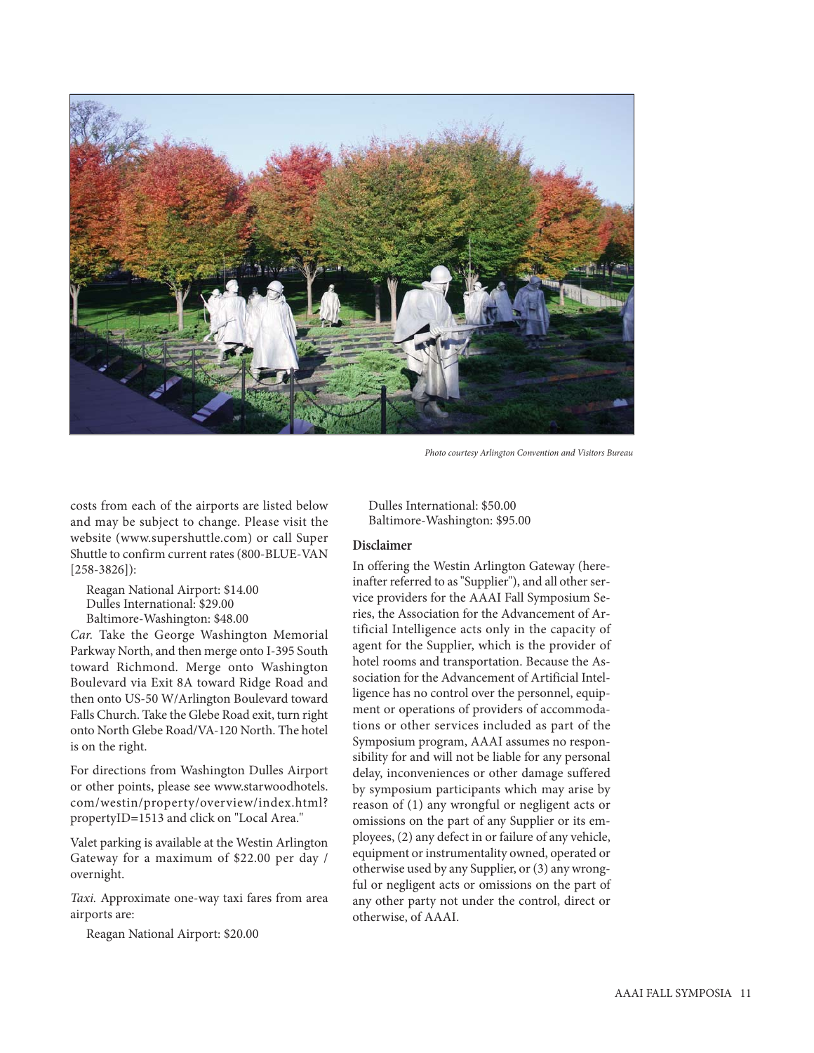Photo courtesy Arlington Convention and Visitors Bureau

costs from each of the airports are listed below and may be subject to change. Please visit the website (www.supershuttle.com) or call Super Shuttle to confirm current rates (800-BLUE-VAN [258-3826]):

Reagan National Airport: $14.00
Dulles International: $29.00
Baltimore-Washington: $48.00

*Car.* Take the George Washington Memorial Parkway North, and then merge onto I-395 South toward Richmond. Merge onto Washington Boulevard via Exit 8A toward Ridge Road and then onto US-50 W/Arlington Boulevard toward Falls Church. Take the Glebe Road exit, turn right onto North Glebe Road/VA-120 North. The hotel is on the right.

For directions from Washington Dulles Airport or other points, please see www.starwoodhotels.com/westin/property/overview/index.html?propertyID=1513 and click on "Local Area."

Valet parking is available at the Westin Arlington Gateway for a maximum of $22.00 per day / overnight.

*Taxi.* Approximate one-way taxi fares from area airports are:

Reagan National Airport: $20.00
Dulles International: $50.00
Baltimore-Washington: $95.00

### Disclaimer

In offering the Westin Arlington Gateway (hereinafter referred to as "Supplier"), and all other service providers for the AAAI Fall Symposium Series, the Association for the Advancement of Artificial Intelligence acts only in the capacity of agent for the Supplier, which is the provider of hotel rooms and transportation. Because the Association for the Advancement of Artificial Intelligence has no control over the personnel, equipment or operations of providers of accommodations or other services included as part of the Symposium program, AAAI assumes no responsibility for and will not be liable for any personal delay, inconveniences or other damage suffered by symposium participants which may arise by reason of (1) any wrongful or negligent acts or omissions on the part of any Supplier or its employees, (2) any defect in or failure of any vehicle, equipment or instrumentality owned, operated or otherwise used by any Supplier, or (3) any wrongful or negligent acts or omissions on the part of any other party not under the control, direct or otherwise, of AAAI.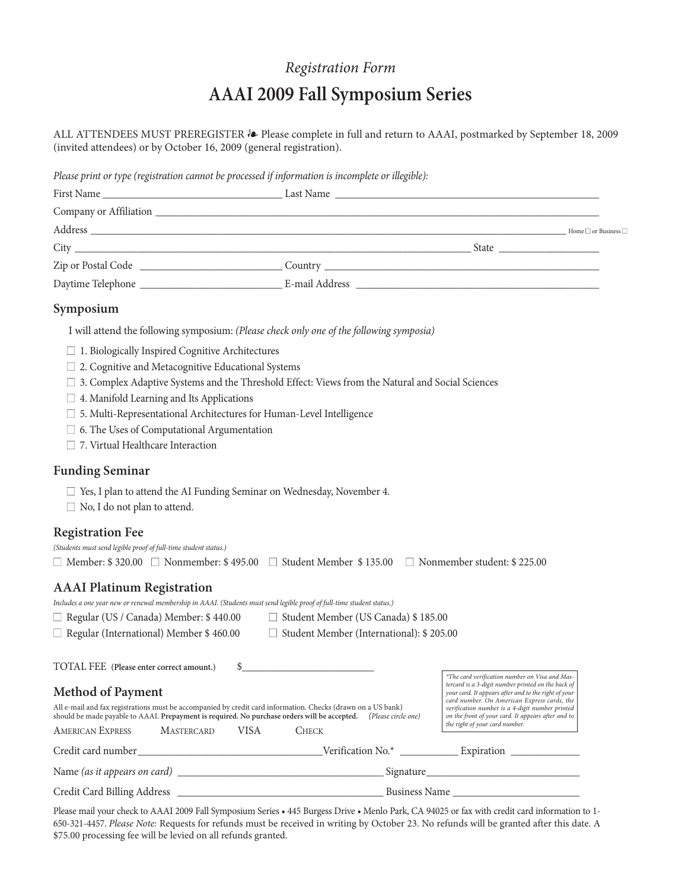*Registration Form*

# AAAI 2009 Fall Symposium Series

ALL ATTENDEES MUST PREREGISTER ❧ Please complete in full and return to AAAI, postmarked by September 18, 2009 (invited attendees) or by October 16, 2009 (general registration).

*Please print or type (registration cannot be processed if information is incomplete or illegible):*

First Name _______________ Last Name _______________

Company or Affiliation _______________

Address _______________ Home ☐ or Business ☐

City _______________ State _______________

Zip or Postal Code _______________ Country _______________

Daytime Telephone _______________ E-mail Address _______________

## Symposium

I will attend the following symposium: *(Please check only one of the following symposia)*

- ☐ 1. Biologically Inspired Cognitive Architectures
- ☐ 2. Cognitive and Metacognitive Educational Systems
- ☐ 3. Complex Adaptive Systems and the Threshold Effect: Views from the Natural and Social Sciences
- ☐ 4. Manifold Learning and Its Applications
- ☐ 5. Multi-Representational Architectures for Human-Level Intelligence
- ☐ 6. The Uses of Computational Argumentation
- ☐ 7. Virtual Healthcare Interaction

## Funding Seminar

- ☐ Yes, I plan to attend the AI Funding Seminar on Wednesday, November 4.
- ☐ No, I do not plan to attend.

## Registration Fee

*(Students must send legible proof of full-time student status.)*

☐ Member: $ 320.00 ☐ Nonmember: $ 495.00 ☐ Student Member $ 135.00 ☐ Nonmember student: $ 225.00

## AAAI Platinum Registration

*Includes a one year new or renewal membership in AAAI. (Students must send legible proof of full-time student status.)*

☐ Regular (US / Canada) Member: $ 440.00 ☐ Student Member (US Canada) $ 185.00

☐ Regular (International) Member $ 460.00 ☐ Student Member (International): $ 205.00

TOTAL FEE **(Please enter correct amount.)** $_______________

*\*The card verification number on Visa and Mastercard is a 3-digit number printed on the back of your card. It appears after and to the right of your card number. On American Express cards, the verification number is a 4-digit number printed on the front of your card. It appears after and to the right of your card number.*

## Method of Payment

All e-mail and fax registrations must be accompanied by credit card information. Checks (drawn on a US bank) should be made payable to AAAI. **Prepayment is required. No purchase orders will be accepted.** *(Please circle one)*

AMERICAN EXPRESS MASTERCARD VISA CHECK

Credit card number _______________ Verification No.* _______________ Expiration _______________

Name *(as it appears on card)* _______________ Signature _______________

Credit Card Billing Address _______________ Business Name _______________

Please mail your check to AAAI 2009 Fall Symposium Series • 445 Burgess Drive • Menlo Park, CA 94025 or fax with credit card information to 1-650-321-4457. *Please Note:* Requests for refunds must be received in writing by October 23. No refunds will be granted after this date. A $75.00 processing fee will be levied on all refunds granted.